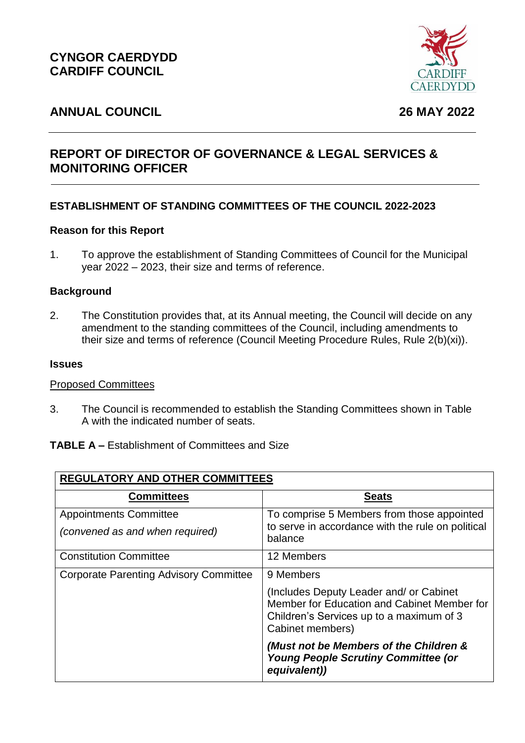**CYNGOR CAERDYDD**
**CARDIFF COUNCIL**

CARDIFF
CAERDYDD

## ANNUAL COUNCIL — 26 MAY 2022

## REPORT OF DIRECTOR OF GOVERNANCE & LEGAL SERVICES & MONITORING OFFICER

### ESTABLISHMENT OF STANDING COMMITTEES OF THE COUNCIL 2022-2023

**Reason for this Report**

1. To approve the establishment of Standing Committees of Council for the Municipal year 2022 – 2023, their size and terms of reference.

**Background**

2. The Constitution provides that, at its Annual meeting, the Council will decide on any amendment to the standing committees of the Council, including amendments to their size and terms of reference (Council Meeting Procedure Rules, Rule 2(b)(xi)).

**Issues**

Proposed Committees

3. The Council is recommended to establish the Standing Committees shown in Table A with the indicated number of seats.

**TABLE A –** Establishment of Committees and Size

| **REGULATORY AND OTHER COMMITTEES** | |
|---|---|
| **Committees** | **Seats** |
| Appointments Committee<br>*(convened as and when required)* | To comprise 5 Members from those appointed to serve in accordance with the rule on political balance |
| Constitution Committee | 12 Members |
| Corporate Parenting Advisory Committee | 9 Members<br>(Includes Deputy Leader and/ or Cabinet Member for Education and Cabinet Member for Children's Services up to a maximum of 3 Cabinet members)<br>***(Must not be Members of the Children & Young People Scrutiny Committee (or equivalent))*** |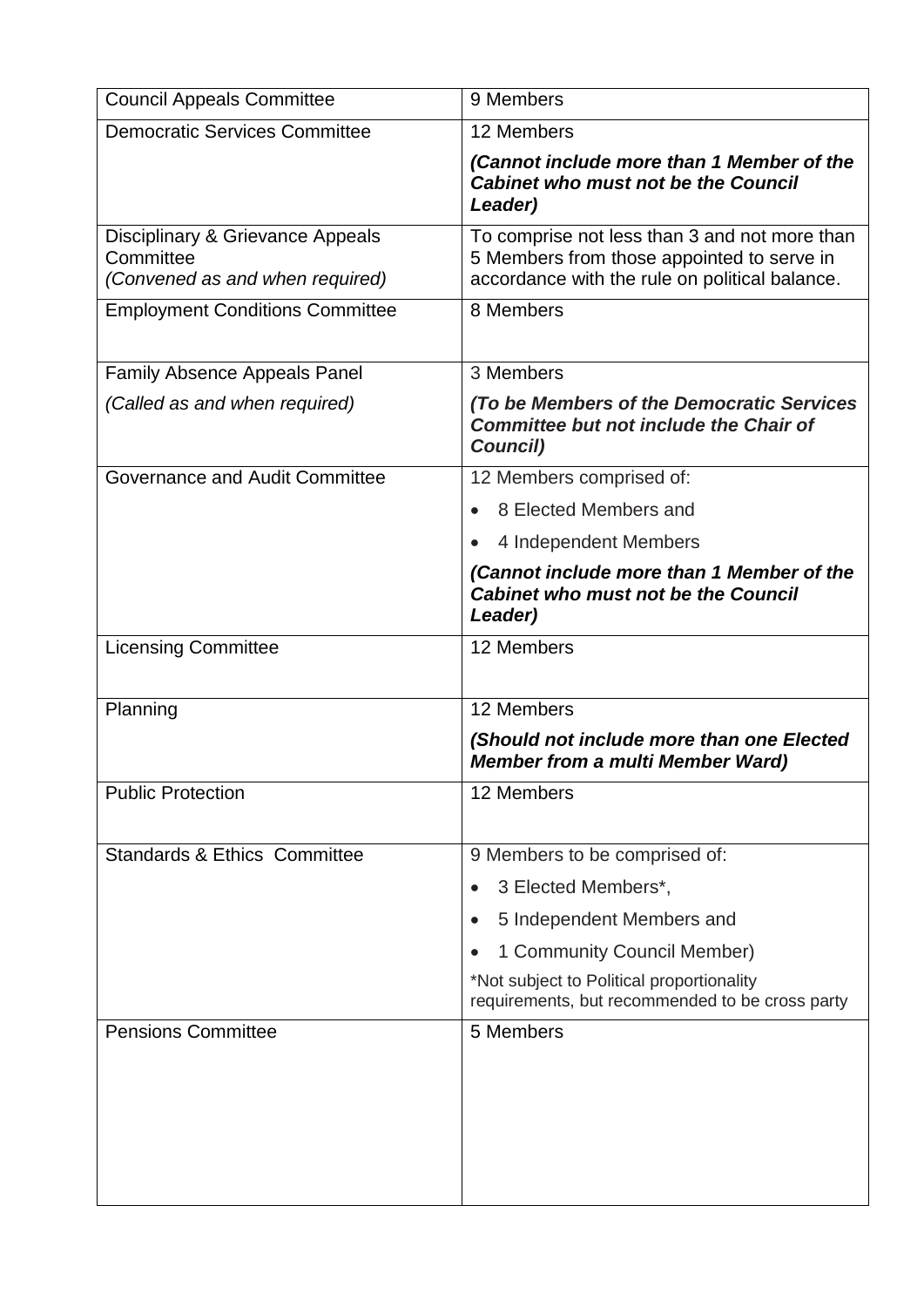| Council Appeals Committee | 9 Members |
|---|---|
| Democratic Services Committee | 12 Members<br><br>***(Cannot include more than 1 Member of the Cabinet who must not be the Council Leader)*** |
| Disciplinary & Grievance Appeals Committee<br>*(Convened as and when required)* | To comprise not less than 3 and not more than 5 Members from those appointed to serve in accordance with the rule on political balance. |
| Employment Conditions Committee | 8 Members |
| Family Absence Appeals Panel<br><br>*(Called as and when required)* | 3 Members<br><br>***(To be Members of the Democratic Services Committee but not include the Chair of Council)*** |
| Governance and Audit Committee | 12 Members comprised of:<br><br>• 8 Elected Members and<br><br>• 4 Independent Members<br><br>***(Cannot include more than 1 Member of the Cabinet who must not be the Council Leader)*** |
| Licensing Committee | 12 Members |
| Planning | 12 Members<br><br>***(Should not include more than one Elected Member from a multi Member Ward)*** |
| Public Protection | 12 Members |
| Standards & Ethics Committee | 9 Members to be comprised of:<br><br>• 3 Elected Members*,<br><br>• 5 Independent Members and<br><br>• 1 Community Council Member)<br><br>*Not subject to Political proportionality requirements, but recommended to be cross party |
| Pensions Committee | 5 Members |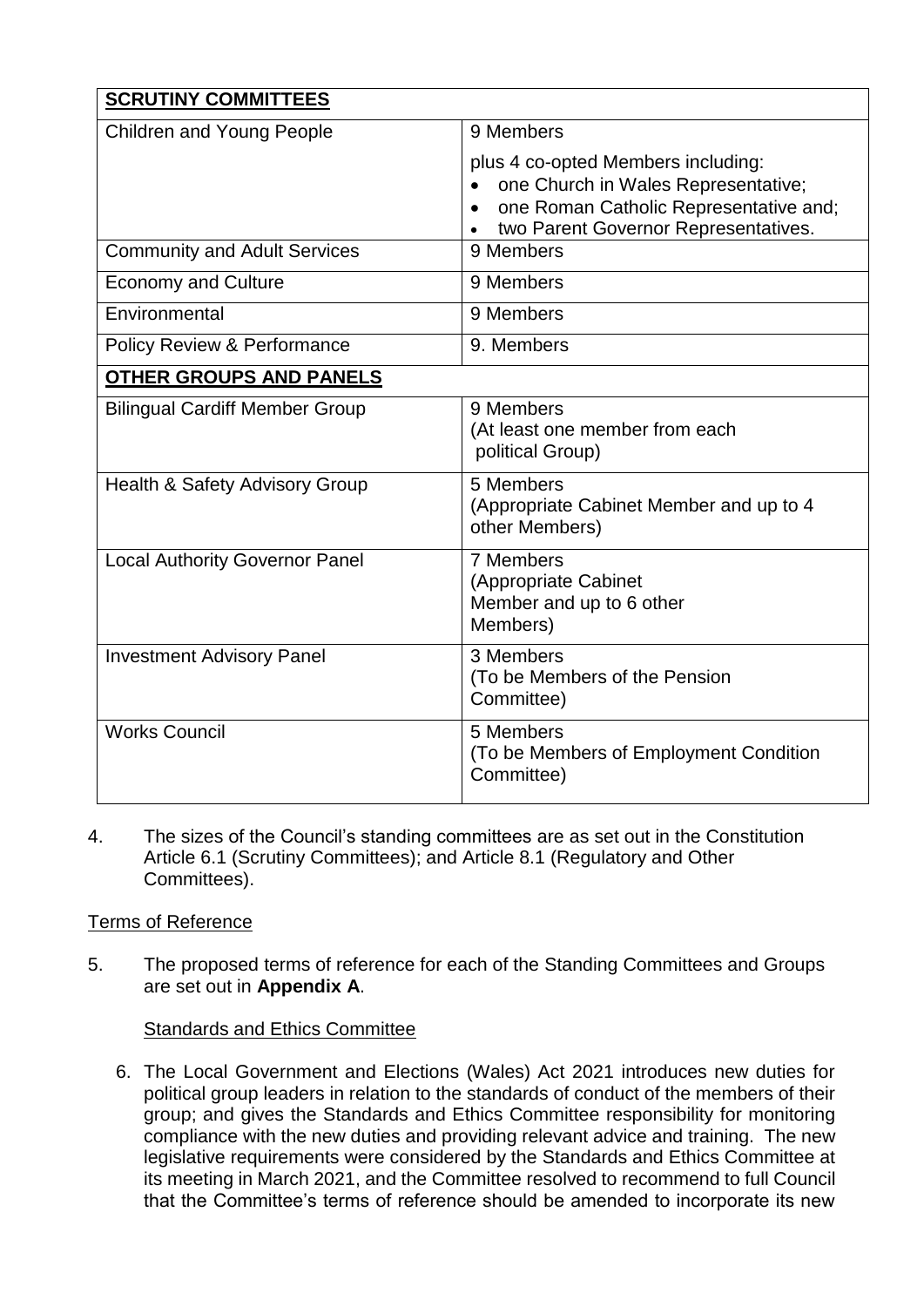| **SCRUTINY COMMITTEES** | |
|---|---|
| Children and Young People | 9 Members<br><br>plus 4 co-opted Members including:<br>• one Church in Wales Representative;<br>• one Roman Catholic Representative and;<br>• two Parent Governor Representatives. |
| Community and Adult Services | 9 Members |
| Economy and Culture | 9 Members |
| Environmental | 9 Members |
| Policy Review & Performance | 9. Members |
| **OTHER GROUPS AND PANELS** | |
| Bilingual Cardiff Member Group | 9 Members<br>(At least one member from each political Group) |
| Health & Safety Advisory Group | 5 Members<br>(Appropriate Cabinet Member and up to 4 other Members) |
| Local Authority Governor Panel | 7 Members<br>(Appropriate Cabinet Member and up to 6 other Members) |
| Investment Advisory Panel | 3 Members<br>(To be Members of the Pension Committee) |
| Works Council | 5 Members<br>(To be Members of Employment Condition Committee) |

4. The sizes of the Council's standing committees are as set out in the Constitution Article 6.1 (Scrutiny Committees); and Article 8.1 (Regulatory and Other Committees).

Terms of Reference

5. The proposed terms of reference for each of the Standing Committees and Groups are set out in **Appendix A**.

Standards and Ethics Committee

6. The Local Government and Elections (Wales) Act 2021 introduces new duties for political group leaders in relation to the standards of conduct of the members of their group; and gives the Standards and Ethics Committee responsibility for monitoring compliance with the new duties and providing relevant advice and training. The new legislative requirements were considered by the Standards and Ethics Committee at its meeting in March 2021, and the Committee resolved to recommend to full Council that the Committee's terms of reference should be amended to incorporate its new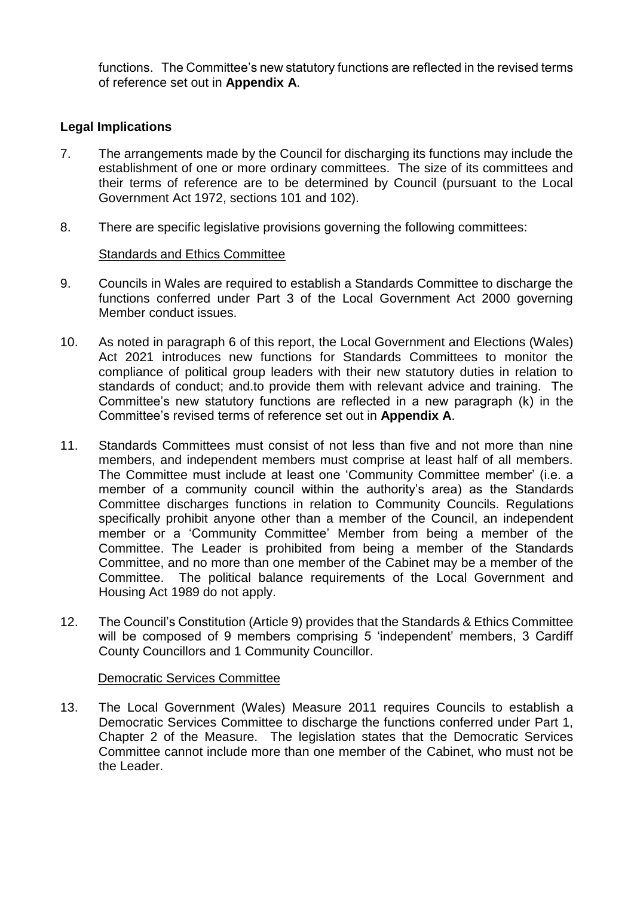functions. The Committee's new statutory functions are reflected in the revised terms of reference set out in **Appendix A**.

## Legal Implications

7. The arrangements made by the Council for discharging its functions may include the establishment of one or more ordinary committees. The size of its committees and their terms of reference are to be determined by Council (pursuant to the Local Government Act 1972, sections 101 and 102).

8. There are specific legislative provisions governing the following committees:

<u>Standards and Ethics Committee</u>

9. Councils in Wales are required to establish a Standards Committee to discharge the functions conferred under Part 3 of the Local Government Act 2000 governing Member conduct issues.

10. As noted in paragraph 6 of this report, the Local Government and Elections (Wales) Act 2021 introduces new functions for Standards Committees to monitor the compliance of political group leaders with their new statutory duties in relation to standards of conduct; and.to provide them with relevant advice and training. The Committee's new statutory functions are reflected in a new paragraph (k) in the Committee's revised terms of reference set out in **Appendix A**.

11. Standards Committees must consist of not less than five and not more than nine members, and independent members must comprise at least half of all members. The Committee must include at least one 'Community Committee member' (i.e. a member of a community council within the authority's area) as the Standards Committee discharges functions in relation to Community Councils. Regulations specifically prohibit anyone other than a member of the Council, an independent member or a 'Community Committee' Member from being a member of the Committee. The Leader is prohibited from being a member of the Standards Committee, and no more than one member of the Cabinet may be a member of the Committee. The political balance requirements of the Local Government and Housing Act 1989 do not apply.

12. The Council's Constitution (Article 9) provides that the Standards & Ethics Committee will be composed of 9 members comprising 5 'independent' members, 3 Cardiff County Councillors and 1 Community Councillor.

<u>Democratic Services Committee</u>

13. The Local Government (Wales) Measure 2011 requires Councils to establish a Democratic Services Committee to discharge the functions conferred under Part 1, Chapter 2 of the Measure. The legislation states that the Democratic Services Committee cannot include more than one member of the Cabinet, who must not be the Leader.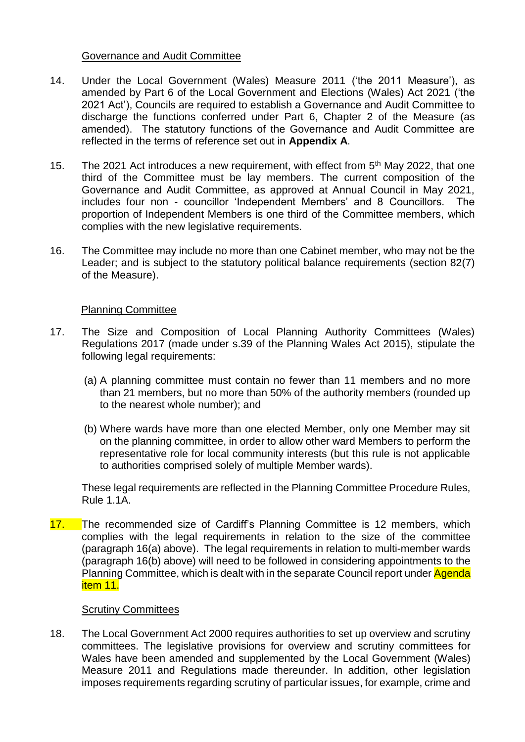Governance and Audit Committee

14. Under the Local Government (Wales) Measure 2011 ('the 2011 Measure'), as amended by Part 6 of the Local Government and Elections (Wales) Act 2021 ('the 2021 Act'), Councils are required to establish a Governance and Audit Committee to discharge the functions conferred under Part 6, Chapter 2 of the Measure (as amended). The statutory functions of the Governance and Audit Committee are reflected in the terms of reference set out in **Appendix A**.

15. The 2021 Act introduces a new requirement, with effect from 5th May 2022, that one third of the Committee must be lay members. The current composition of the Governance and Audit Committee, as approved at Annual Council in May 2021, includes four non - councillor 'Independent Members' and 8 Councillors. The proportion of Independent Members is one third of the Committee members, which complies with the new legislative requirements.

16. The Committee may include no more than one Cabinet member, who may not be the Leader; and is subject to the statutory political balance requirements (section 82(7) of the Measure).

Planning Committee

17. The Size and Composition of Local Planning Authority Committees (Wales) Regulations 2017 (made under s.39 of the Planning Wales Act 2015), stipulate the following legal requirements:

    (a) A planning committee must contain no fewer than 11 members and no more than 21 members, but no more than 50% of the authority members (rounded up to the nearest whole number); and

    (b) Where wards have more than one elected Member, only one Member may sit on the planning committee, in order to allow other ward Members to perform the representative role for local community interests (but this rule is not applicable to authorities comprised solely of multiple Member wards).

    These legal requirements are reflected in the Planning Committee Procedure Rules, Rule 1.1A.

17. The recommended size of Cardiff's Planning Committee is 12 members, which complies with the legal requirements in relation to the size of the committee (paragraph 16(a) above). The legal requirements in relation to multi-member wards (paragraph 16(b) above) will need to be followed in considering appointments to the Planning Committee, which is dealt with in the separate Council report under Agenda item 11.

Scrutiny Committees

18. The Local Government Act 2000 requires authorities to set up overview and scrutiny committees. The legislative provisions for overview and scrutiny committees for Wales have been amended and supplemented by the Local Government (Wales) Measure 2011 and Regulations made thereunder. In addition, other legislation imposes requirements regarding scrutiny of particular issues, for example, crime and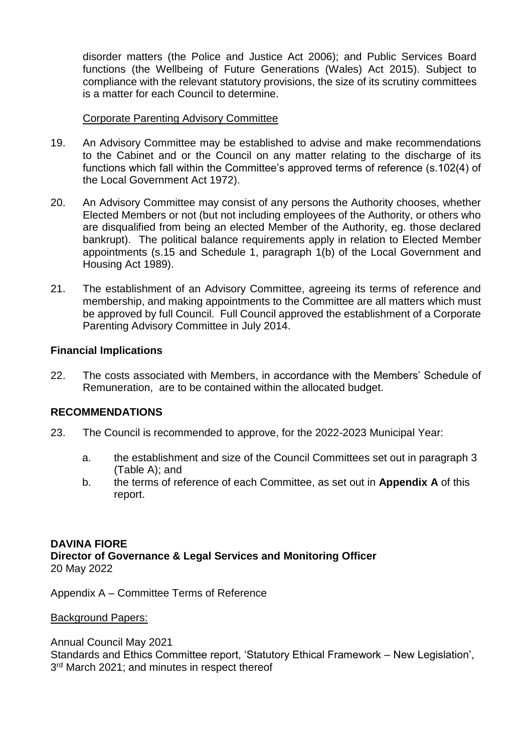disorder matters (the Police and Justice Act 2006); and Public Services Board functions (the Wellbeing of Future Generations (Wales) Act 2015). Subject to compliance with the relevant statutory provisions, the size of its scrutiny committees is a matter for each Council to determine.

Corporate Parenting Advisory Committee

19. An Advisory Committee may be established to advise and make recommendations to the Cabinet and or the Council on any matter relating to the discharge of its functions which fall within the Committee's approved terms of reference (s.102(4) of the Local Government Act 1972).

20. An Advisory Committee may consist of any persons the Authority chooses, whether Elected Members or not (but not including employees of the Authority, or others who are disqualified from being an elected Member of the Authority, eg. those declared bankrupt). The political balance requirements apply in relation to Elected Member appointments (s.15 and Schedule 1, paragraph 1(b) of the Local Government and Housing Act 1989).

21. The establishment of an Advisory Committee, agreeing its terms of reference and membership, and making appointments to the Committee are all matters which must be approved by full Council. Full Council approved the establishment of a Corporate Parenting Advisory Committee in July 2014.

**Financial Implications**

22. The costs associated with Members, in accordance with the Members' Schedule of Remuneration, are to be contained within the allocated budget.

**RECOMMENDATIONS**

23. The Council is recommended to approve, for the 2022-2023 Municipal Year:

    a. the establishment and size of the Council Committees set out in paragraph 3 (Table A); and
    b. the terms of reference of each Committee, as set out in **Appendix A** of this report.

**DAVINA FIORE**
**Director of Governance & Legal Services and Monitoring Officer**
20 May 2022

Appendix A – Committee Terms of Reference

Background Papers:

Annual Council May 2021
Standards and Ethics Committee report, 'Statutory Ethical Framework – New Legislation', 3rd March 2021; and minutes in respect thereof